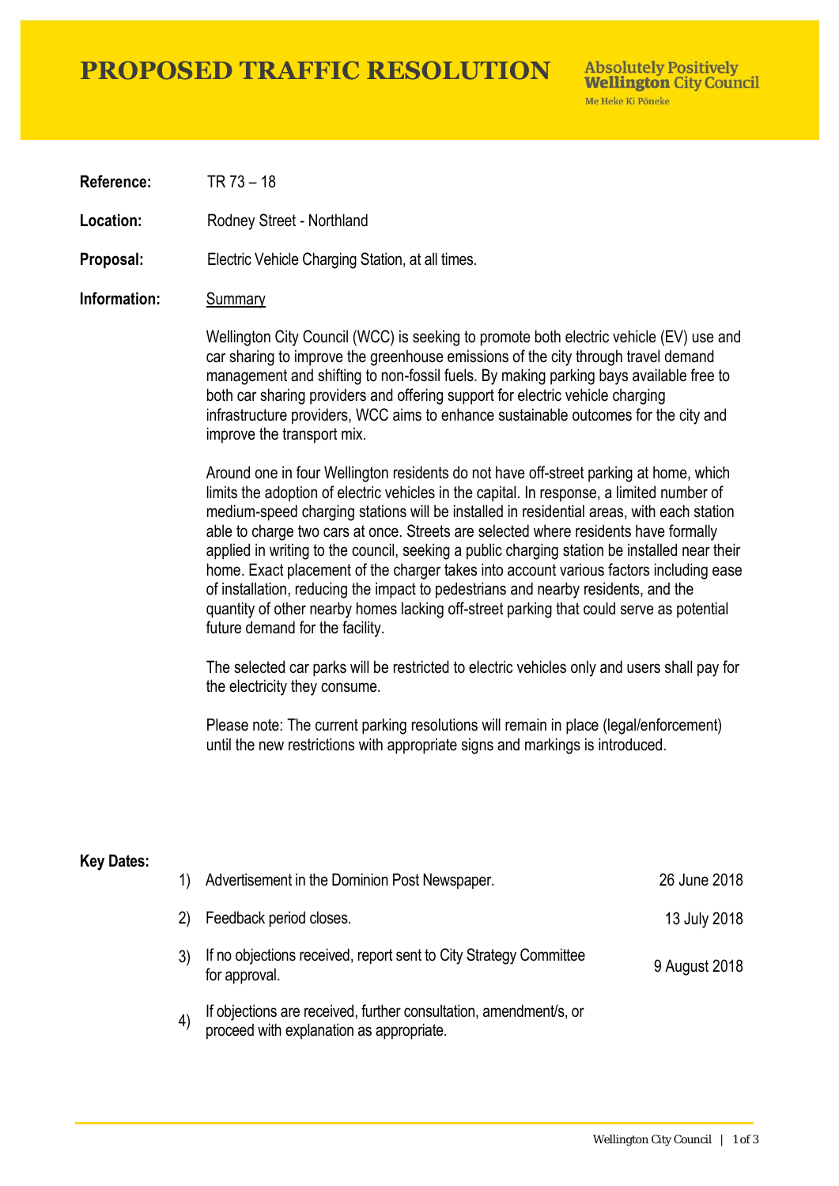# PROPOSED TRAFFIC RESOLUTION

Absolutely Positively **Wellington** City Council
Me Heke Ki Pōneke

**Reference:** TR 73 – 18

**Location:** Rodney Street - Northland

**Proposal:** Electric Vehicle Charging Station, at all times.

**Information:** Summary

Wellington City Council (WCC) is seeking to promote both electric vehicle (EV) use and car sharing to improve the greenhouse emissions of the city through travel demand management and shifting to non-fossil fuels. By making parking bays available free to both car sharing providers and offering support for electric vehicle charging infrastructure providers, WCC aims to enhance sustainable outcomes for the city and improve the transport mix.

Around one in four Wellington residents do not have off-street parking at home, which limits the adoption of electric vehicles in the capital. In response, a limited number of medium-speed charging stations will be installed in residential areas, with each station able to charge two cars at once. Streets are selected where residents have formally applied in writing to the council, seeking a public charging station be installed near their home. Exact placement of the charger takes into account various factors including ease of installation, reducing the impact to pedestrians and nearby residents, and the quantity of other nearby homes lacking off-street parking that could serve as potential future demand for the facility.

The selected car parks will be restricted to electric vehicles only and users shall pay for the electricity they consume.

Please note: The current parking resolutions will remain in place (legal/enforcement) until the new restrictions with appropriate signs and markings is introduced.

**Key Dates:**

1) Advertisement in the Dominion Post Newspaper. — 26 June 2018
2) Feedback period closes. — 13 July 2018
3) If no objections received, report sent to City Strategy Committee for approval. — 9 August 2018
4) If objections are received, further consultation, amendment/s, or proceed with explanation as appropriate.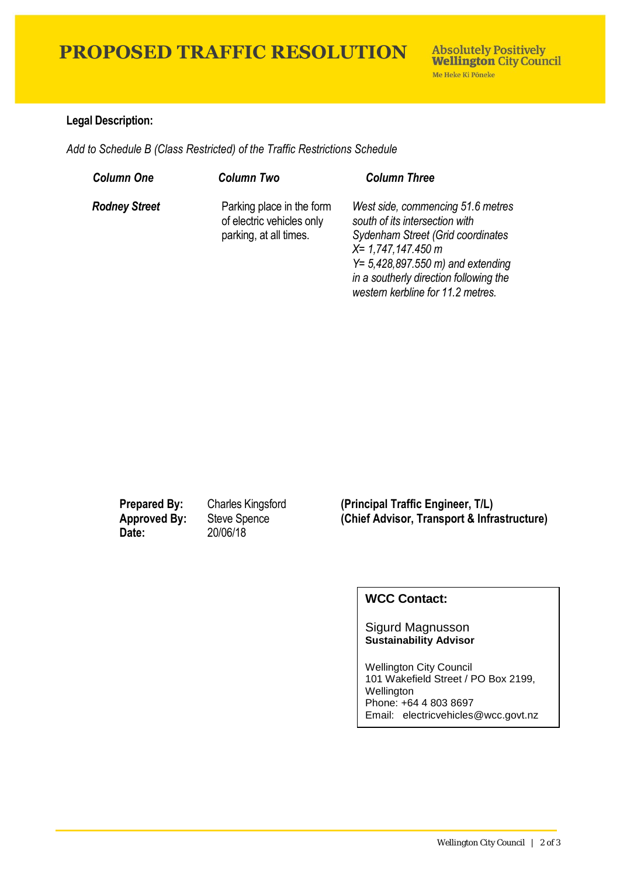# PROPOSED TRAFFIC RESOLUTION

Absolutely Positively **Wellington** City Council
Me Heke Ki Pōneke

**Legal Description:**

*Add to Schedule B (Class Restricted) of the Traffic Restrictions Schedule*

| ***Column One*** | ***Column Two*** | ***Column Three*** |
|---|---|---|
| ***Rodney Street*** | Parking place in the form of electric vehicles only parking, at all times. | *West side, commencing 51.6 metres south of its intersection with Sydenham Street (Grid coordinates X= 1,747,147.450 m Y= 5,428,897.550 m) and extending in a southerly direction following the western kerbline for 11.2 metres.* |

| | | |
|---|---|---|
| **Prepared By:** | Charles Kingsford | **(Principal Traffic Engineer, T/L)** |
| **Approved By:** | Steve Spence | **(Chief Advisor, Transport & Infrastructure)** |
| **Date:** | 20/06/18 | |

**WCC Contact:**

Sigurd Magnusson
**Sustainability Advisor**

Wellington City Council
101 Wakefield Street / PO Box 2199, Wellington
Phone: +64 4 803 8697
Email: electricvehicles@wcc.govt.nz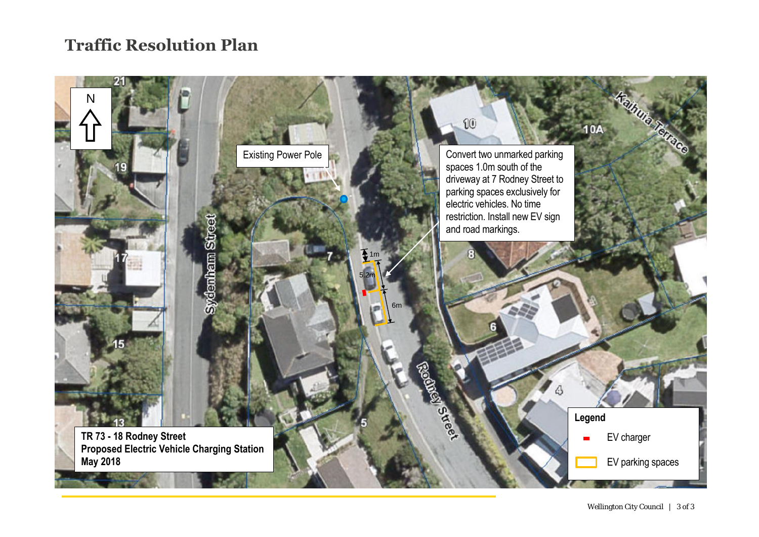# Traffic Resolution Plan

N

Existing Power Pole

Convert two unmarked parking spaces 1.0m south of the driveway at 7 Rodney Street to parking spaces exclusively for electric vehicles. No time restriction. Install new EV sign and road markings.

21

19

17

15

13

10

10A

8

7

6

5

4

Sydenham Street

Rodney Street

Kaihuia Terrace

1m

5.2m

6m

**TR 73 - 18 Rodney Street**
**Proposed Electric Vehicle Charging Station**
**May 2018**

**Legend**

EV charger

EV parking spaces